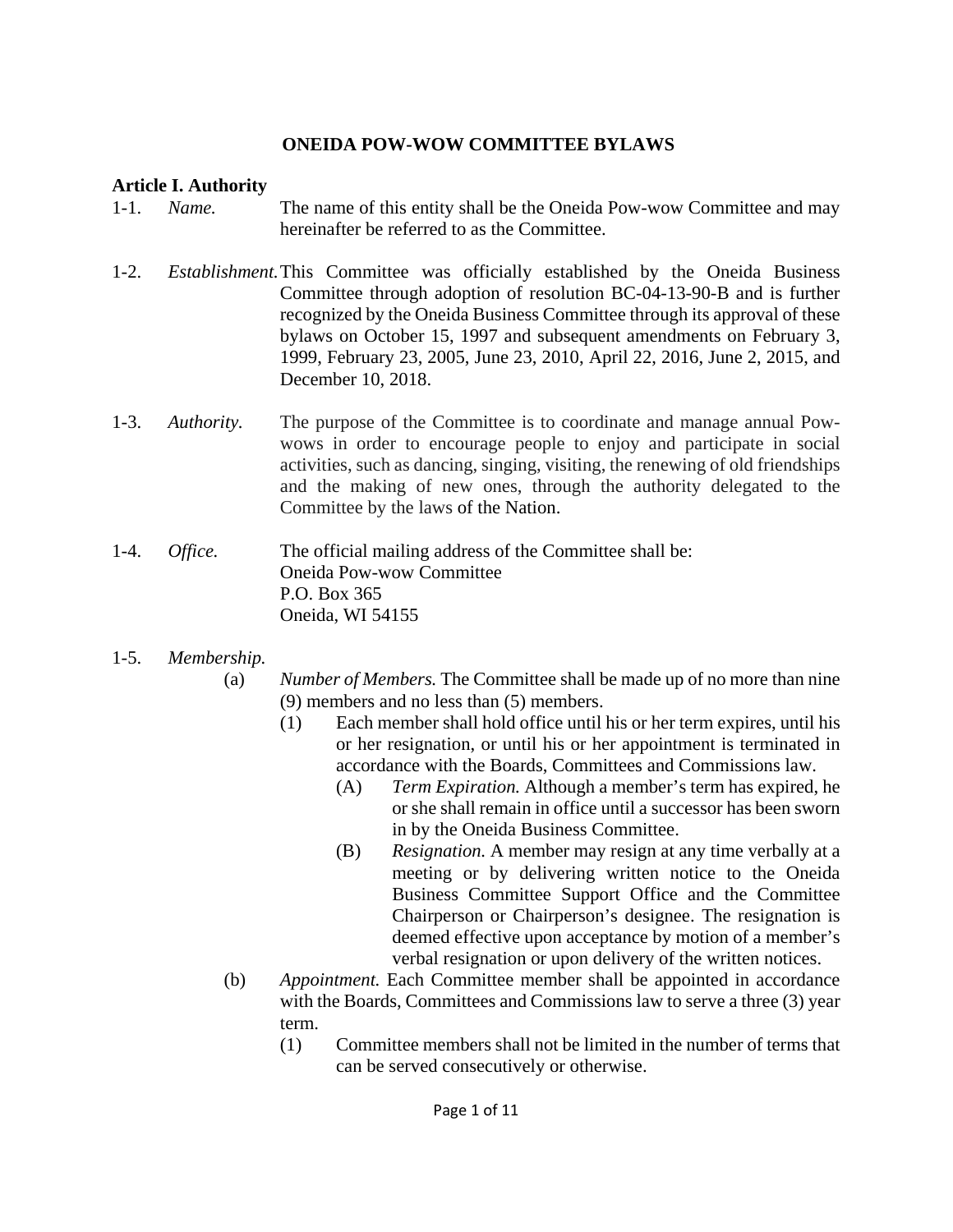# ONEIDA POW-WOW COMMITTEE BYLAWS

## Article I. Authority

1-1. *Name.* The name of this entity shall be the Oneida Pow-wow Committee and may hereinafter be referred to as the Committee.

1-2. *Establishment.* This Committee was officially established by the Oneida Business Committee through adoption of resolution BC-04-13-90-B and is further recognized by the Oneida Business Committee through its approval of these bylaws on October 15, 1997 and subsequent amendments on February 3, 1999, February 23, 2005, June 23, 2010, April 22, 2016, June 2, 2015, and December 10, 2018.

1-3. *Authority.* The purpose of the Committee is to coordinate and manage annual Pow-wows in order to encourage people to enjoy and participate in social activities, such as dancing, singing, visiting, the renewing of old friendships and the making of new ones, through the authority delegated to the Committee by the laws of the Nation.

1-4. *Office.* The official mailing address of the Committee shall be:
Oneida Pow-wow Committee
P.O. Box 365
Oneida, WI 54155

1-5. *Membership.*

- (a) *Number of Members.* The Committee shall be made up of no more than nine (9) members and no less than (5) members.
  - (1) Each member shall hold office until his or her term expires, until his or her resignation, or until his or her appointment is terminated in accordance with the Boards, Committees and Commissions law.
    - (A) *Term Expiration.* Although a member's term has expired, he or she shall remain in office until a successor has been sworn in by the Oneida Business Committee.
    - (B) *Resignation.* A member may resign at any time verbally at a meeting or by delivering written notice to the Oneida Business Committee Support Office and the Committee Chairperson or Chairperson's designee. The resignation is deemed effective upon acceptance by motion of a member's verbal resignation or upon delivery of the written notices.
- (b) *Appointment.* Each Committee member shall be appointed in accordance with the Boards, Committees and Commissions law to serve a three (3) year term.
  - (1) Committee members shall not be limited in the number of terms that can be served consecutively or otherwise.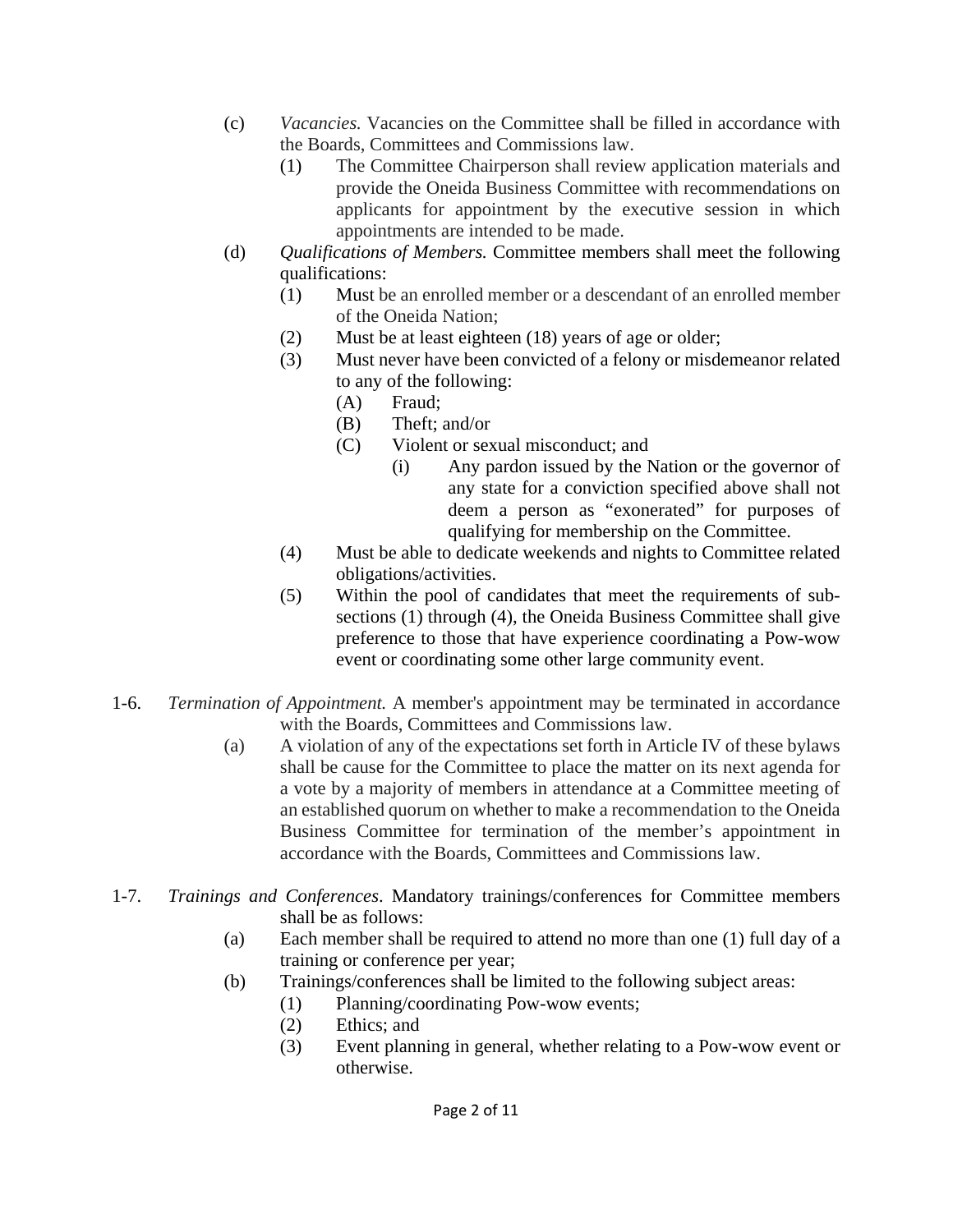(c) *Vacancies.* Vacancies on the Committee shall be filled in accordance with the Boards, Committees and Commissions law.

  (1) The Committee Chairperson shall review application materials and provide the Oneida Business Committee with recommendations on applicants for appointment by the executive session in which appointments are intended to be made.

(d) *Qualifications of Members.* Committee members shall meet the following qualifications:

  (1) Must be an enrolled member or a descendant of an enrolled member of the Oneida Nation;

  (2) Must be at least eighteen (18) years of age or older;

  (3) Must never have been convicted of a felony or misdemeanor related to any of the following:

    (A) Fraud;

    (B) Theft; and/or

    (C) Violent or sexual misconduct; and

      (i) Any pardon issued by the Nation or the governor of any state for a conviction specified above shall not deem a person as "exonerated" for purposes of qualifying for membership on the Committee.

  (4) Must be able to dedicate weekends and nights to Committee related obligations/activities.

  (5) Within the pool of candidates that meet the requirements of sub-sections (1) through (4), the Oneida Business Committee shall give preference to those that have experience coordinating a Pow-wow event or coordinating some other large community event.

1-6. *Termination of Appointment.* A member's appointment may be terminated in accordance with the Boards, Committees and Commissions law.

(a) A violation of any of the expectations set forth in Article IV of these bylaws shall be cause for the Committee to place the matter on its next agenda for a vote by a majority of members in attendance at a Committee meeting of an established quorum on whether to make a recommendation to the Oneida Business Committee for termination of the member's appointment in accordance with the Boards, Committees and Commissions law.

1-7. *Trainings and Conferences*. Mandatory trainings/conferences for Committee members shall be as follows:

(a) Each member shall be required to attend no more than one (1) full day of a training or conference per year;

(b) Trainings/conferences shall be limited to the following subject areas:

  (1) Planning/coordinating Pow-wow events;

  (2) Ethics; and

  (3) Event planning in general, whether relating to a Pow-wow event or otherwise.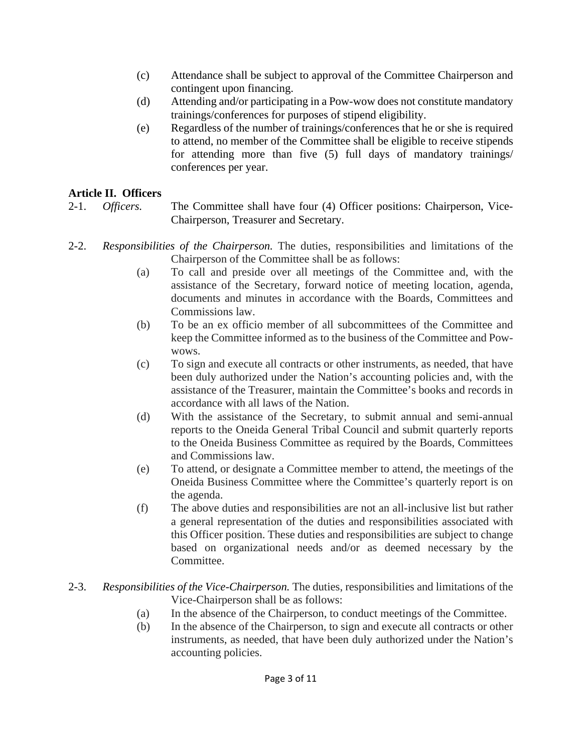(c) Attendance shall be subject to approval of the Committee Chairperson and contingent upon financing.

(d) Attending and/or participating in a Pow-wow does not constitute mandatory trainings/conferences for purposes of stipend eligibility.

(e) Regardless of the number of trainings/conferences that he or she is required to attend, no member of the Committee shall be eligible to receive stipends for attending more than five (5) full days of mandatory trainings/ conferences per year.

## Article II. Officers

2-1. *Officers.* The Committee shall have four (4) Officer positions: Chairperson, Vice-Chairperson, Treasurer and Secretary.

2-2. *Responsibilities of the Chairperson.* The duties, responsibilities and limitations of the Chairperson of the Committee shall be as follows:

(a) To call and preside over all meetings of the Committee and, with the assistance of the Secretary, forward notice of meeting location, agenda, documents and minutes in accordance with the Boards, Committees and Commissions law.

(b) To be an ex officio member of all subcommittees of the Committee and keep the Committee informed as to the business of the Committee and Pow-wows.

(c) To sign and execute all contracts or other instruments, as needed, that have been duly authorized under the Nation's accounting policies and, with the assistance of the Treasurer, maintain the Committee's books and records in accordance with all laws of the Nation.

(d) With the assistance of the Secretary, to submit annual and semi-annual reports to the Oneida General Tribal Council and submit quarterly reports to the Oneida Business Committee as required by the Boards, Committees and Commissions law.

(e) To attend, or designate a Committee member to attend, the meetings of the Oneida Business Committee where the Committee's quarterly report is on the agenda.

(f) The above duties and responsibilities are not an all-inclusive list but rather a general representation of the duties and responsibilities associated with this Officer position. These duties and responsibilities are subject to change based on organizational needs and/or as deemed necessary by the Committee.

2-3. *Responsibilities of the Vice-Chairperson.* The duties, responsibilities and limitations of the Vice-Chairperson shall be as follows:

(a) In the absence of the Chairperson, to conduct meetings of the Committee.

(b) In the absence of the Chairperson, to sign and execute all contracts or other instruments, as needed, that have been duly authorized under the Nation's accounting policies.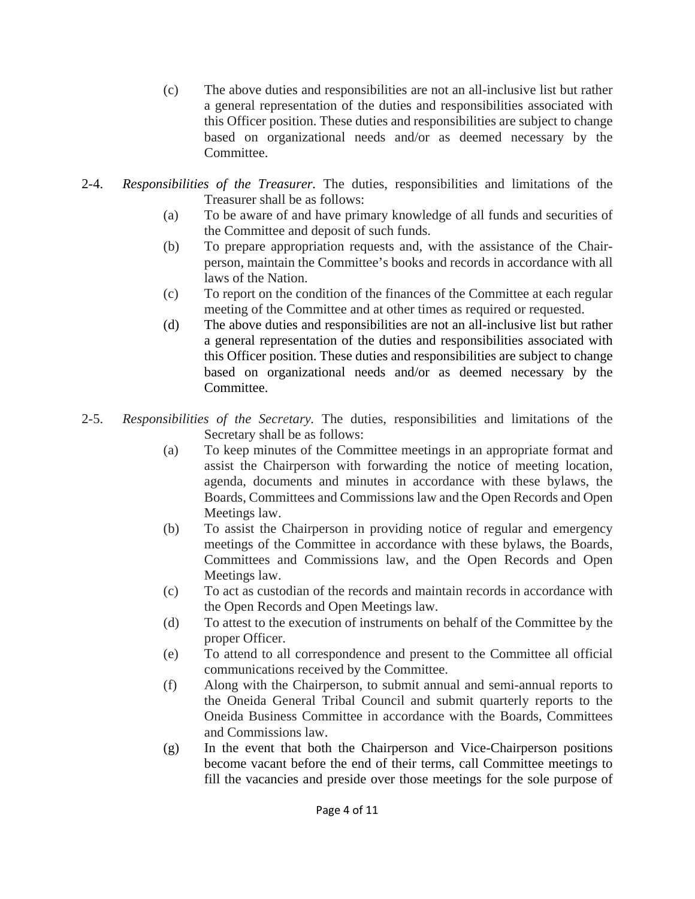(c) The above duties and responsibilities are not an all-inclusive list but rather a general representation of the duties and responsibilities associated with this Officer position. These duties and responsibilities are subject to change based on organizational needs and/or as deemed necessary by the Committee.

2-4. *Responsibilities of the Treasurer.* The duties, responsibilities and limitations of the Treasurer shall be as follows:

(a) To be aware of and have primary knowledge of all funds and securities of the Committee and deposit of such funds.

(b) To prepare appropriation requests and, with the assistance of the Chairperson, maintain the Committee's books and records in accordance with all laws of the Nation.

(c) To report on the condition of the finances of the Committee at each regular meeting of the Committee and at other times as required or requested.

(d) The above duties and responsibilities are not an all-inclusive list but rather a general representation of the duties and responsibilities associated with this Officer position. These duties and responsibilities are subject to change based on organizational needs and/or as deemed necessary by the Committee.

2-5. *Responsibilities of the Secretary.* The duties, responsibilities and limitations of the Secretary shall be as follows:

(a) To keep minutes of the Committee meetings in an appropriate format and assist the Chairperson with forwarding the notice of meeting location, agenda, documents and minutes in accordance with these bylaws, the Boards, Committees and Commissions law and the Open Records and Open Meetings law.

(b) To assist the Chairperson in providing notice of regular and emergency meetings of the Committee in accordance with these bylaws, the Boards, Committees and Commissions law, and the Open Records and Open Meetings law.

(c) To act as custodian of the records and maintain records in accordance with the Open Records and Open Meetings law.

(d) To attest to the execution of instruments on behalf of the Committee by the proper Officer.

(e) To attend to all correspondence and present to the Committee all official communications received by the Committee.

(f) Along with the Chairperson, to submit annual and semi-annual reports to the Oneida General Tribal Council and submit quarterly reports to the Oneida Business Committee in accordance with the Boards, Committees and Commissions law.

(g) In the event that both the Chairperson and Vice-Chairperson positions become vacant before the end of their terms, call Committee meetings to fill the vacancies and preside over those meetings for the sole purpose of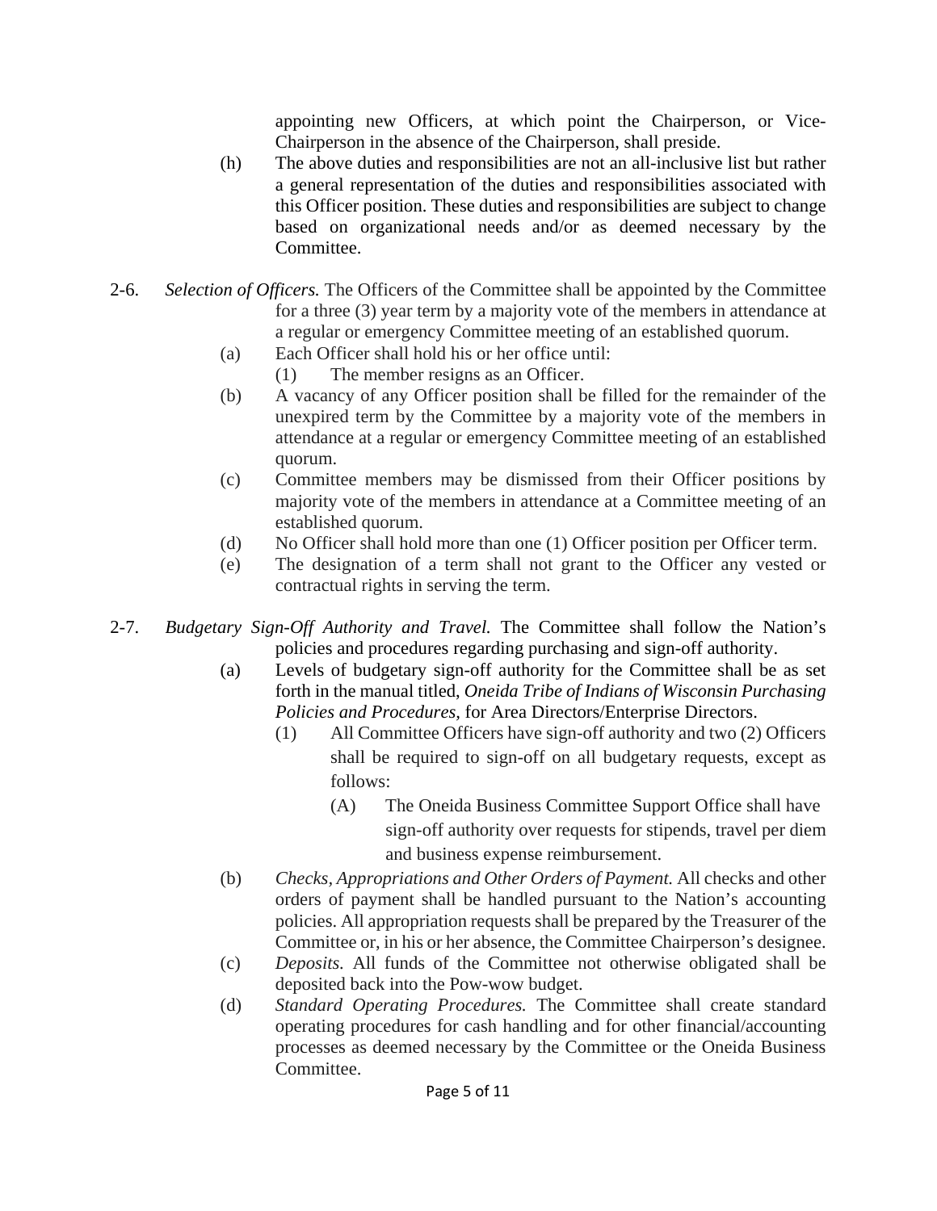appointing new Officers, at which point the Chairperson, or Vice-Chairperson in the absence of the Chairperson, shall preside.

(h) The above duties and responsibilities are not an all-inclusive list but rather a general representation of the duties and responsibilities associated with this Officer position. These duties and responsibilities are subject to change based on organizational needs and/or as deemed necessary by the Committee.

2-6. *Selection of Officers.* The Officers of the Committee shall be appointed by the Committee for a three (3) year term by a majority vote of the members in attendance at a regular or emergency Committee meeting of an established quorum.

(a) Each Officer shall hold his or her office until:

(1) The member resigns as an Officer.

(b) A vacancy of any Officer position shall be filled for the remainder of the unexpired term by the Committee by a majority vote of the members in attendance at a regular or emergency Committee meeting of an established quorum.

(c) Committee members may be dismissed from their Officer positions by majority vote of the members in attendance at a Committee meeting of an established quorum.

(d) No Officer shall hold more than one (1) Officer position per Officer term.

(e) The designation of a term shall not grant to the Officer any vested or contractual rights in serving the term.

2-7. *Budgetary Sign-Off Authority and Travel.* The Committee shall follow the Nation's policies and procedures regarding purchasing and sign-off authority.

(a) Levels of budgetary sign-off authority for the Committee shall be as set forth in the manual titled, *Oneida Tribe of Indians of Wisconsin Purchasing Policies and Procedures*, for Area Directors/Enterprise Directors.

(1) All Committee Officers have sign-off authority and two (2) Officers shall be required to sign-off on all budgetary requests, except as follows:

(A) The Oneida Business Committee Support Office shall have sign-off authority over requests for stipends, travel per diem and business expense reimbursement.

(b) *Checks, Appropriations and Other Orders of Payment.* All checks and other orders of payment shall be handled pursuant to the Nation's accounting policies. All appropriation requests shall be prepared by the Treasurer of the Committee or, in his or her absence, the Committee Chairperson's designee.

(c) *Deposits.* All funds of the Committee not otherwise obligated shall be deposited back into the Pow-wow budget.

(d) *Standard Operating Procedures.* The Committee shall create standard operating procedures for cash handling and for other financial/accounting processes as deemed necessary by the Committee or the Oneida Business Committee.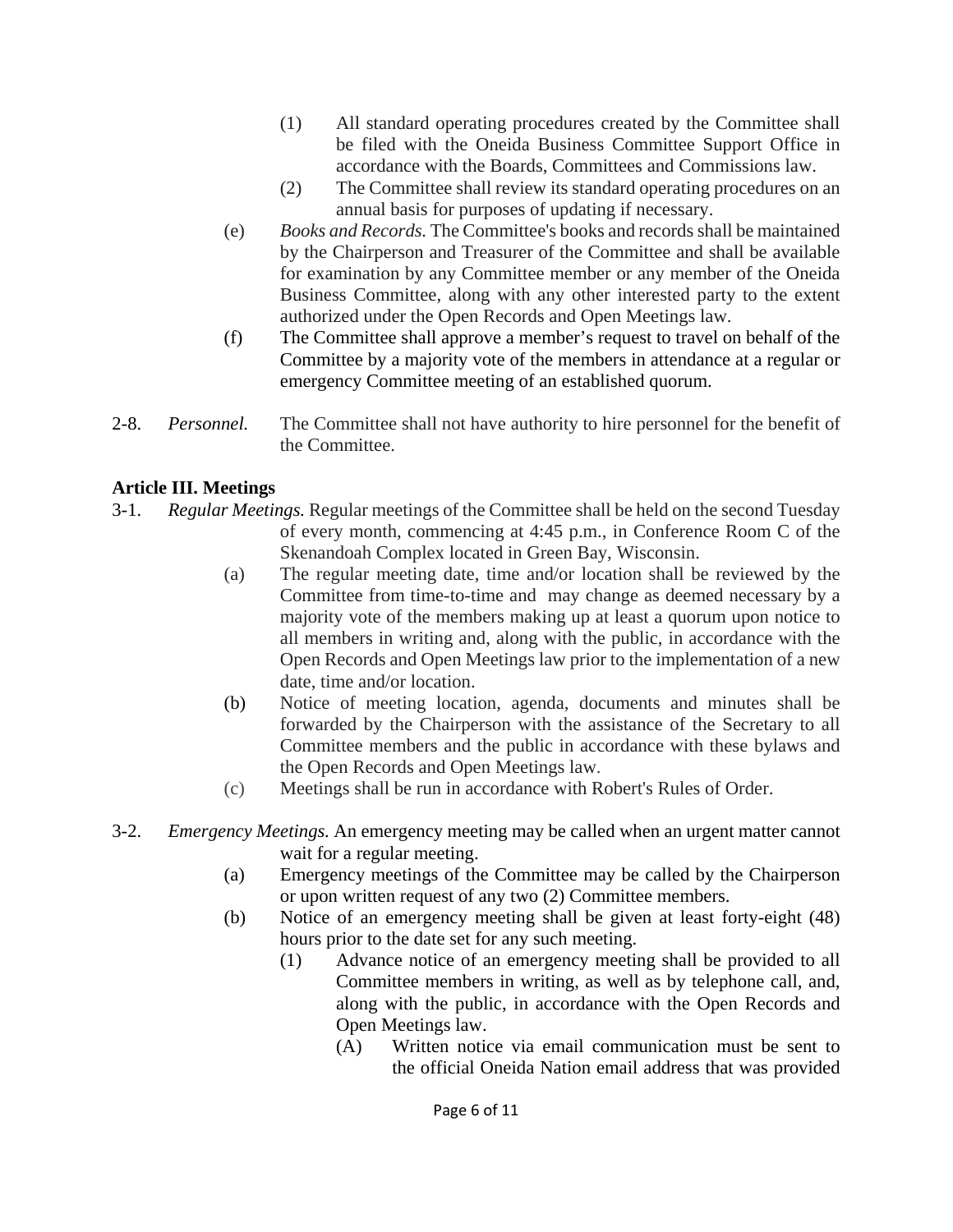(1) All standard operating procedures created by the Committee shall be filed with the Oneida Business Committee Support Office in accordance with the Boards, Committees and Commissions law.

(2) The Committee shall review its standard operating procedures on an annual basis for purposes of updating if necessary.

(e) *Books and Records.* The Committee's books and records shall be maintained by the Chairperson and Treasurer of the Committee and shall be available for examination by any Committee member or any member of the Oneida Business Committee, along with any other interested party to the extent authorized under the Open Records and Open Meetings law.

(f) The Committee shall approve a member's request to travel on behalf of the Committee by a majority vote of the members in attendance at a regular or emergency Committee meeting of an established quorum.

2-8. *Personnel.* The Committee shall not have authority to hire personnel for the benefit of the Committee.

**Article III. Meetings**

3-1. *Regular Meetings.* Regular meetings of the Committee shall be held on the second Tuesday of every month, commencing at 4:45 p.m., in Conference Room C of the Skenandoah Complex located in Green Bay, Wisconsin.

(a) The regular meeting date, time and/or location shall be reviewed by the Committee from time-to-time and may change as deemed necessary by a majority vote of the members making up at least a quorum upon notice to all members in writing and, along with the public, in accordance with the Open Records and Open Meetings law prior to the implementation of a new date, time and/or location.

(b) Notice of meeting location, agenda, documents and minutes shall be forwarded by the Chairperson with the assistance of the Secretary to all Committee members and the public in accordance with these bylaws and the Open Records and Open Meetings law.

(c) Meetings shall be run in accordance with Robert's Rules of Order.

3-2. *Emergency Meetings.* An emergency meeting may be called when an urgent matter cannot wait for a regular meeting.

(a) Emergency meetings of the Committee may be called by the Chairperson or upon written request of any two (2) Committee members.

(b) Notice of an emergency meeting shall be given at least forty-eight (48) hours prior to the date set for any such meeting.

(1) Advance notice of an emergency meeting shall be provided to all Committee members in writing, as well as by telephone call, and, along with the public, in accordance with the Open Records and Open Meetings law.

(A) Written notice via email communication must be sent to the official Oneida Nation email address that was provided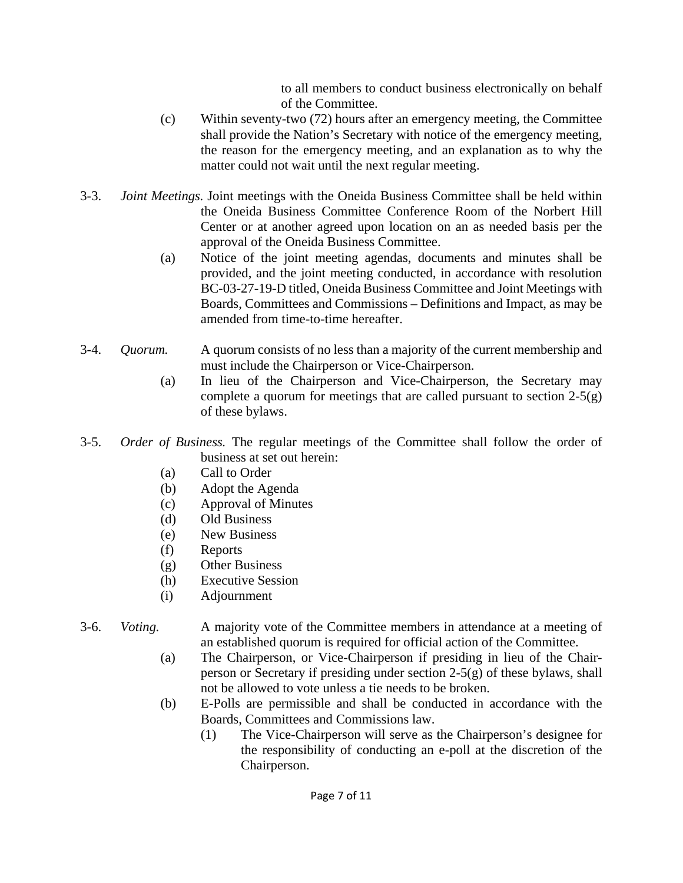to all members to conduct business electronically on behalf of the Committee.

(c) Within seventy-two (72) hours after an emergency meeting, the Committee shall provide the Nation's Secretary with notice of the emergency meeting, the reason for the emergency meeting, and an explanation as to why the matter could not wait until the next regular meeting.

3-3. *Joint Meetings.* Joint meetings with the Oneida Business Committee shall be held within the Oneida Business Committee Conference Room of the Norbert Hill Center or at another agreed upon location on an as needed basis per the approval of the Oneida Business Committee.

(a) Notice of the joint meeting agendas, documents and minutes shall be provided, and the joint meeting conducted, in accordance with resolution BC-03-27-19-D titled, Oneida Business Committee and Joint Meetings with Boards, Committees and Commissions – Definitions and Impact, as may be amended from time-to-time hereafter.

3-4. *Quorum.* A quorum consists of no less than a majority of the current membership and must include the Chairperson or Vice-Chairperson.

(a) In lieu of the Chairperson and Vice-Chairperson, the Secretary may complete a quorum for meetings that are called pursuant to section 2-5(g) of these bylaws.

3-5. *Order of Business.* The regular meetings of the Committee shall follow the order of business at set out herein:

(a) Call to Order
(b) Adopt the Agenda
(c) Approval of Minutes
(d) Old Business
(e) New Business
(f) Reports
(g) Other Business
(h) Executive Session
(i) Adjournment

3-6. *Voting.* A majority vote of the Committee members in attendance at a meeting of an established quorum is required for official action of the Committee.

(a) The Chairperson, or Vice-Chairperson if presiding in lieu of the Chairperson or Secretary if presiding under section 2-5(g) of these bylaws, shall not be allowed to vote unless a tie needs to be broken.

(b) E-Polls are permissible and shall be conducted in accordance with the Boards, Committees and Commissions law.

(1) The Vice-Chairperson will serve as the Chairperson's designee for the responsibility of conducting an e-poll at the discretion of the Chairperson.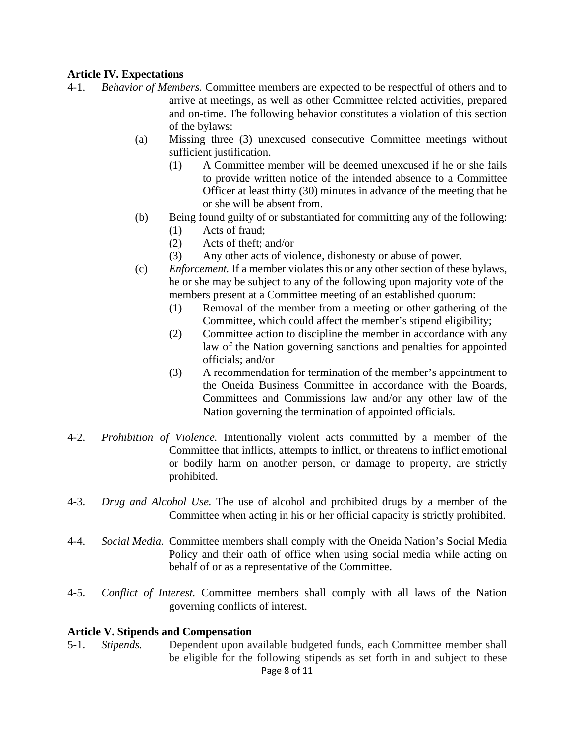**Article IV. Expectations**

4-1. *Behavior of Members.* Committee members are expected to be respectful of others and to arrive at meetings, as well as other Committee related activities, prepared and on-time. The following behavior constitutes a violation of this section of the bylaws:

- (a) Missing three (3) unexcused consecutive Committee meetings without sufficient justification.
  - (1) A Committee member will be deemed unexcused if he or she fails to provide written notice of the intended absence to a Committee Officer at least thirty (30) minutes in advance of the meeting that he or she will be absent from.
- (b) Being found guilty of or substantiated for committing any of the following:
  - (1) Acts of fraud;
  - (2) Acts of theft; and/or
  - (3) Any other acts of violence, dishonesty or abuse of power.
- (c) *Enforcement.* If a member violates this or any other section of these bylaws, he or she may be subject to any of the following upon majority vote of the members present at a Committee meeting of an established quorum:
  - (1) Removal of the member from a meeting or other gathering of the Committee, which could affect the member's stipend eligibility;
  - (2) Committee action to discipline the member in accordance with any law of the Nation governing sanctions and penalties for appointed officials; and/or
  - (3) A recommendation for termination of the member's appointment to the Oneida Business Committee in accordance with the Boards, Committees and Commissions law and/or any other law of the Nation governing the termination of appointed officials.

4-2. *Prohibition of Violence.* Intentionally violent acts committed by a member of the Committee that inflicts, attempts to inflict, or threatens to inflict emotional or bodily harm on another person, or damage to property, are strictly prohibited.

4-3. *Drug and Alcohol Use.* The use of alcohol and prohibited drugs by a member of the Committee when acting in his or her official capacity is strictly prohibited.

4-4. *Social Media.* Committee members shall comply with the Oneida Nation's Social Media Policy and their oath of office when using social media while acting on behalf of or as a representative of the Committee.

4-5. *Conflict of Interest.* Committee members shall comply with all laws of the Nation governing conflicts of interest.

**Article V. Stipends and Compensation**

5-1. *Stipends.* Dependent upon available budgeted funds, each Committee member shall be eligible for the following stipends as set forth in and subject to these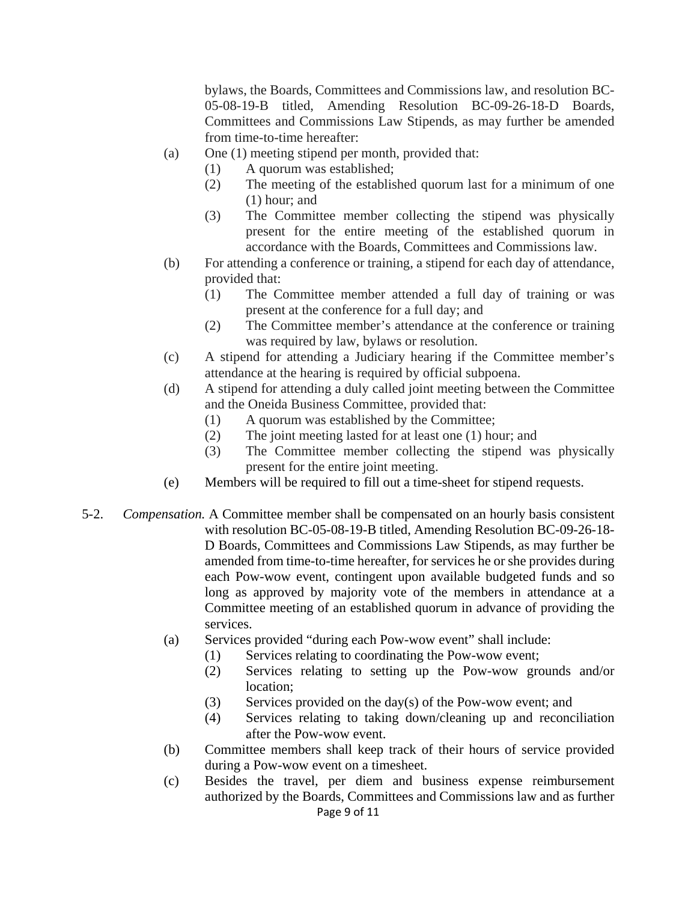bylaws, the Boards, Committees and Commissions law, and resolution BC-05-08-19-B titled, Amending Resolution BC-09-26-18-D Boards, Committees and Commissions Law Stipends, as may further be amended from time-to-time hereafter:

(a) One (1) meeting stipend per month, provided that:
  (1) A quorum was established;
  (2) The meeting of the established quorum last for a minimum of one (1) hour; and
  (3) The Committee member collecting the stipend was physically present for the entire meeting of the established quorum in accordance with the Boards, Committees and Commissions law.

(b) For attending a conference or training, a stipend for each day of attendance, provided that:
  (1) The Committee member attended a full day of training or was present at the conference for a full day; and
  (2) The Committee member's attendance at the conference or training was required by law, bylaws or resolution.

(c) A stipend for attending a Judiciary hearing if the Committee member's attendance at the hearing is required by official subpoena.

(d) A stipend for attending a duly called joint meeting between the Committee and the Oneida Business Committee, provided that:
  (1) A quorum was established by the Committee;
  (2) The joint meeting lasted for at least one (1) hour; and
  (3) The Committee member collecting the stipend was physically present for the entire joint meeting.

(e) Members will be required to fill out a time-sheet for stipend requests.

5-2. *Compensation.* A Committee member shall be compensated on an hourly basis consistent with resolution BC-05-08-19-B titled, Amending Resolution BC-09-26-18-D Boards, Committees and Commissions Law Stipends, as may further be amended from time-to-time hereafter, for services he or she provides during each Pow-wow event, contingent upon available budgeted funds and so long as approved by majority vote of the members in attendance at a Committee meeting of an established quorum in advance of providing the services.

(a) Services provided "during each Pow-wow event" shall include:
  (1) Services relating to coordinating the Pow-wow event;
  (2) Services relating to setting up the Pow-wow grounds and/or location;
  (3) Services provided on the day(s) of the Pow-wow event; and
  (4) Services relating to taking down/cleaning up and reconciliation after the Pow-wow event.

(b) Committee members shall keep track of their hours of service provided during a Pow-wow event on a timesheet.

(c) Besides the travel, per diem and business expense reimbursement authorized by the Boards, Committees and Commissions law and as further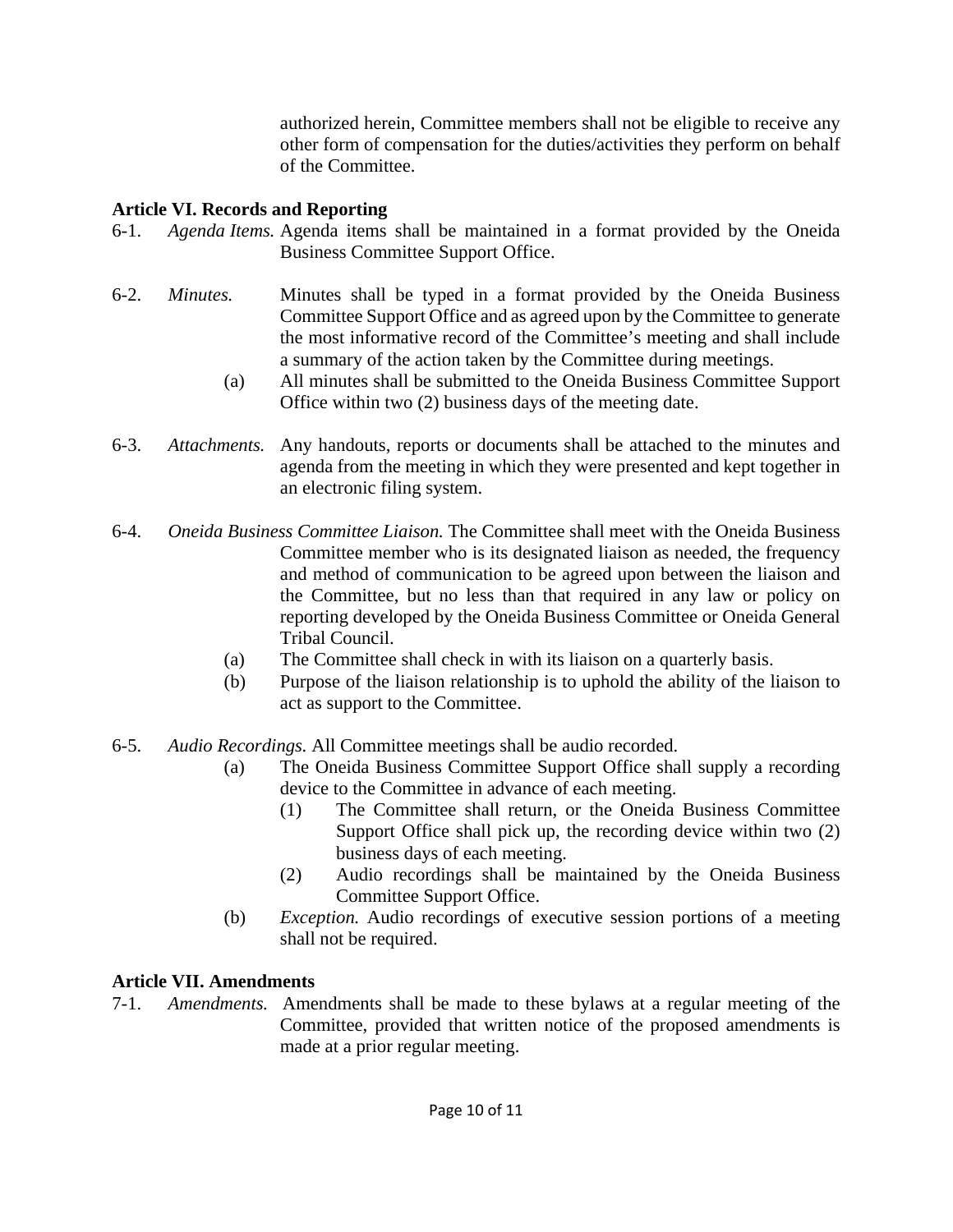authorized herein, Committee members shall not be eligible to receive any other form of compensation for the duties/activities they perform on behalf of the Committee.

**Article VI. Records and Reporting**

6-1. *Agenda Items.* Agenda items shall be maintained in a format provided by the Oneida Business Committee Support Office.

6-2. *Minutes.* Minutes shall be typed in a format provided by the Oneida Business Committee Support Office and as agreed upon by the Committee to generate the most informative record of the Committee's meeting and shall include a summary of the action taken by the Committee during meetings.

(a) All minutes shall be submitted to the Oneida Business Committee Support Office within two (2) business days of the meeting date.

6-3. *Attachments.* Any handouts, reports or documents shall be attached to the minutes and agenda from the meeting in which they were presented and kept together in an electronic filing system.

6-4. *Oneida Business Committee Liaison.* The Committee shall meet with the Oneida Business Committee member who is its designated liaison as needed, the frequency and method of communication to be agreed upon between the liaison and the Committee, but no less than that required in any law or policy on reporting developed by the Oneida Business Committee or Oneida General Tribal Council.

(a) The Committee shall check in with its liaison on a quarterly basis.

(b) Purpose of the liaison relationship is to uphold the ability of the liaison to act as support to the Committee.

6-5. *Audio Recordings.* All Committee meetings shall be audio recorded.

(a) The Oneida Business Committee Support Office shall supply a recording device to the Committee in advance of each meeting.

(1) The Committee shall return, or the Oneida Business Committee Support Office shall pick up, the recording device within two (2) business days of each meeting.

(2) Audio recordings shall be maintained by the Oneida Business Committee Support Office.

(b) *Exception.* Audio recordings of executive session portions of a meeting shall not be required.

**Article VII. Amendments**

7-1. *Amendments.* Amendments shall be made to these bylaws at a regular meeting of the Committee, provided that written notice of the proposed amendments is made at a prior regular meeting.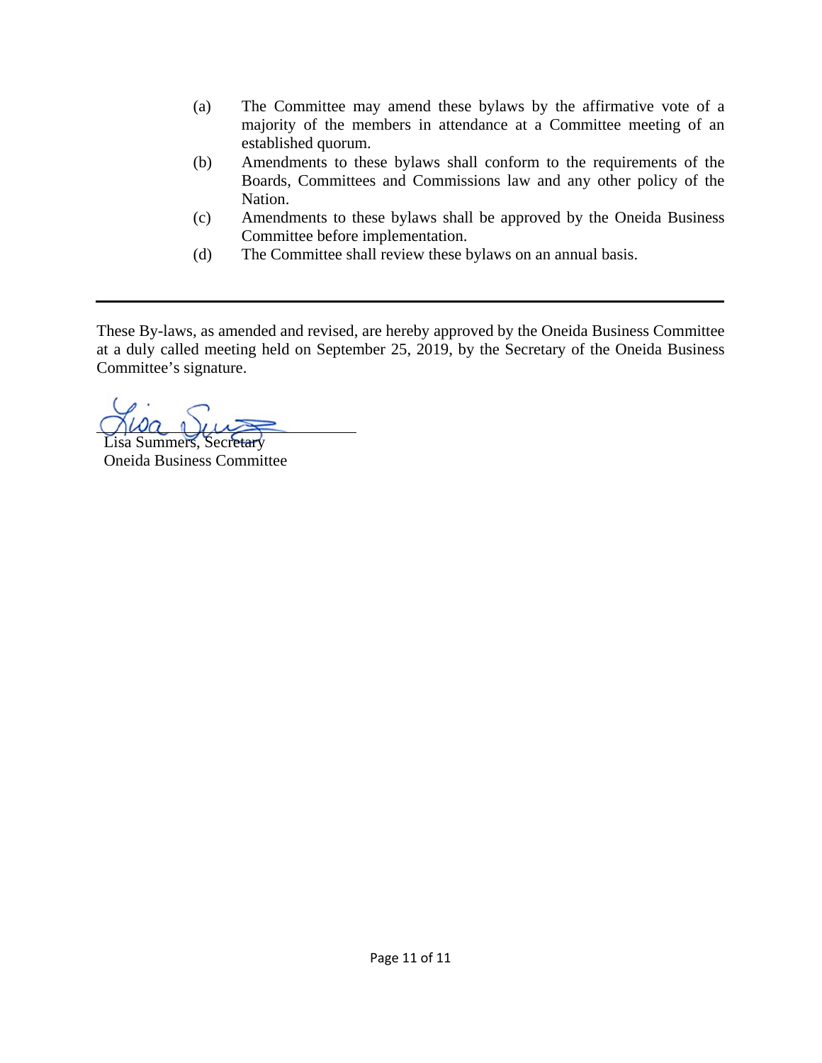(a) The Committee may amend these bylaws by the affirmative vote of a majority of the members in attendance at a Committee meeting of an established quorum.

(b) Amendments to these bylaws shall conform to the requirements of the Boards, Committees and Commissions law and any other policy of the Nation.

(c) Amendments to these bylaws shall be approved by the Oneida Business Committee before implementation.

(d) The Committee shall review these bylaws on an annual basis.

---

These By-laws, as amended and revised, are hereby approved by the Oneida Business Committee at a duly called meeting held on September 25, 2019, by the Secretary of the Oneida Business Committee's signature.

Lisa Summers, Secretary
Oneida Business Committee